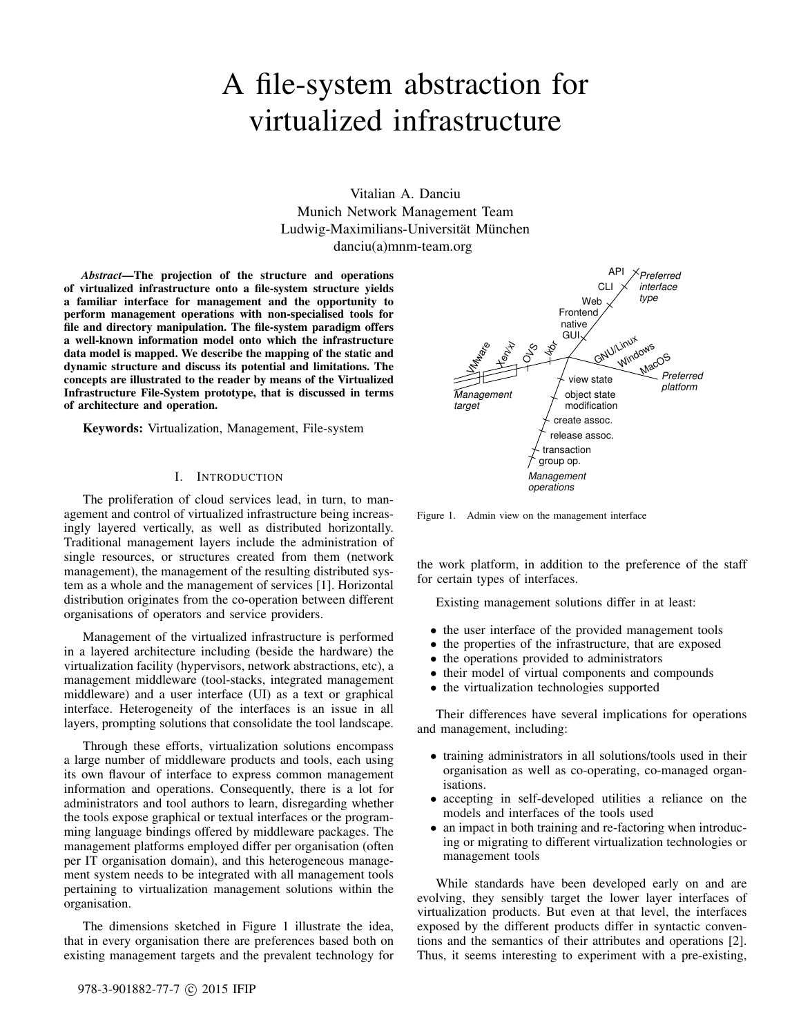# A file-system abstraction for virtualized infrastructure

Vitalian A. Danciu
Munich Network Management Team
Ludwig-Maximilians-Universität München
danciu(a)mnm-team.org

***Abstract*—The projection of the structure and operations of virtualized infrastructure onto a file-system structure yields a familiar interface for management and the opportunity to perform management operations with non-specialised tools for file and directory manipulation. The file-system paradigm offers a well-known information model onto which the infrastructure data model is mapped. We describe the mapping of the static and dynamic structure and discuss its potential and limitations. The concepts are illustrated to the reader by means of the Virtualized Infrastructure File-System prototype, that is discussed in terms of architecture and operation.**

**Keywords:** Virtualization, Management, File-system

## I. Introduction

The proliferation of cloud services lead, in turn, to management and control of virtualized infrastructure being increasingly layered vertically, as well as distributed horizontally. Traditional management layers include the administration of single resources, or structures created from them (network management), the management of the resulting distributed system as a whole and the management of services [1]. Horizontal distribution originates from the co-operation between different organisations of operators and service providers.

Management of the virtualized infrastructure is performed in a layered architecture including (beside the hardware) the virtualization facility (hypervisors, network abstractions, etc), a management middleware (tool-stacks, integrated management middleware) and a user interface (UI) as a text or graphical interface. Heterogeneity of the interfaces is an issue in all layers, prompting solutions that consolidate the tool landscape.

Through these efforts, virtualization solutions encompass a large number of middleware products and tools, each using its own flavour of interface to express common management information and operations. Consequently, there is a lot for administrators and tool authors to learn, disregarding whether the tools expose graphical or textual interfaces or the programming language bindings offered by middleware packages. The management platforms employed differ per organisation (often per IT organisation domain), and this heterogeneous management system needs to be integrated with all management tools pertaining to virtualization management solutions within the organisation.

The dimensions sketched in Figure 1 illustrate the idea, that in every organisation there are preferences based both on existing management targets and the prevalent technology for the work platform, in addition to the preference of the staff for certain types of interfaces.

Figure 1. Admin view on the management interface

Existing management solutions differ in at least:

- the user interface of the provided management tools
- the properties of the infrastructure, that are exposed
- the operations provided to administrators
- their model of virtual components and compounds
- the virtualization technologies supported

Their differences have several implications for operations and management, including:

- training administrators in all solutions/tools used in their organisation as well as co-operating, co-managed organisations.
- accepting in self-developed utilities a reliance on the models and interfaces of the tools used
- an impact in both training and re-factoring when introducing or migrating to different virtualization technologies or management tools

While standards have been developed early on and are evolving, they sensibly target the lower layer interfaces of virtualization products. But even at that level, the interfaces exposed by the different products differ in syntactic conventions and the semantics of their attributes and operations [2]. Thus, it seems interesting to experiment with a pre-existing,

978-3-901882-77-7 © 2015 IFIP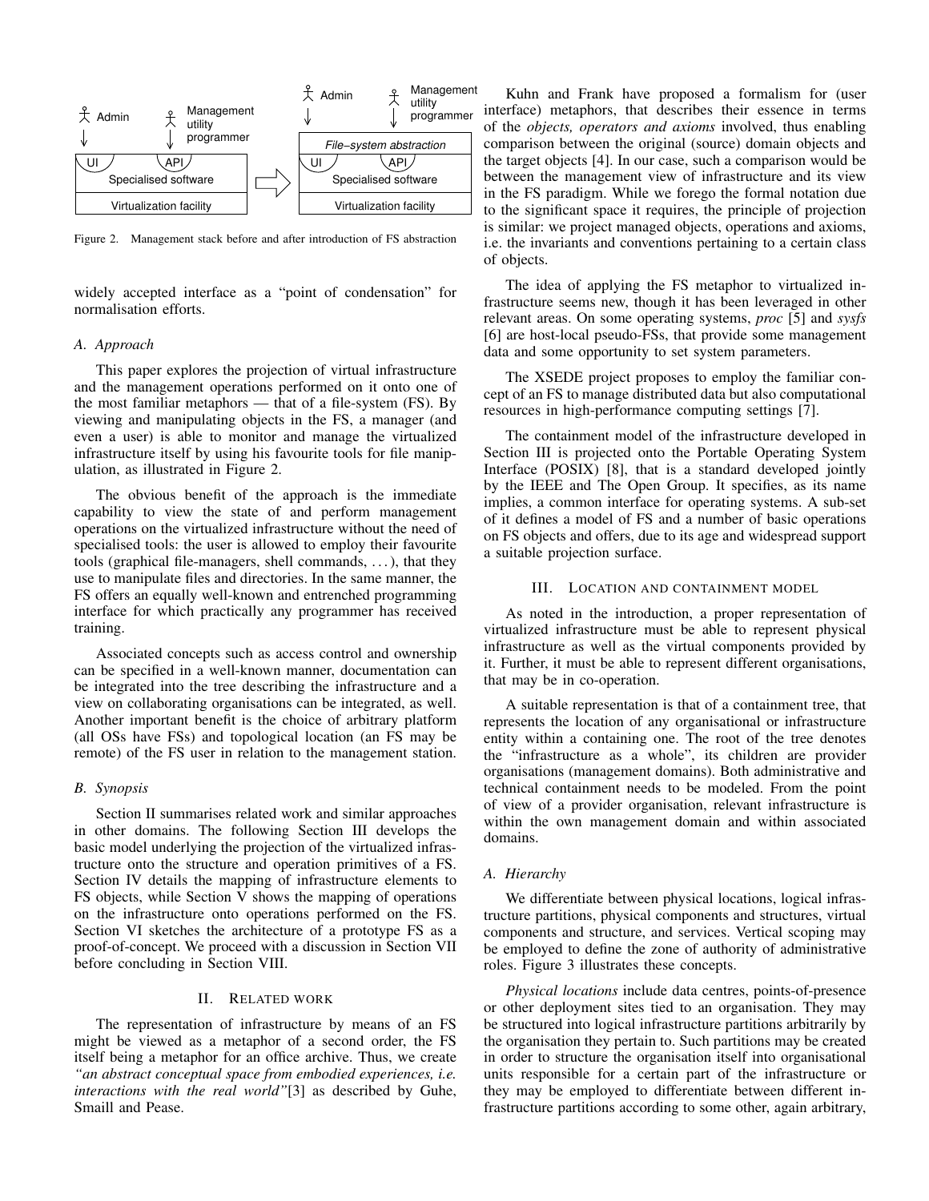Admin

Management utility programmer

UI

API

Specialised software

Virtualization facility

Admin

Management utility programmer

File–system abstraction

UI

API

Specialised software

Virtualization facility

Figure 2. Management stack before and after introduction of FS abstraction

widely accepted interface as a "point of condensation" for normalisation efforts.

### A. Approach

This paper explores the projection of virtual infrastructure and the management operations performed on it onto one of the most familiar metaphors — that of a file-system (FS). By viewing and manipulating objects in the FS, a manager (and even a user) is able to monitor and manage the virtualized infrastructure itself by using his favourite tools for file manipulation, as illustrated in Figure 2.

The obvious benefit of the approach is the immediate capability to view the state of and perform management operations on the virtualized infrastructure without the need of specialised tools: the user is allowed to employ their favourite tools (graphical file-managers, shell commands, ...), that they use to manipulate files and directories. In the same manner, the FS offers an equally well-known and entrenched programming interface for which practically any programmer has received training.

Associated concepts such as access control and ownership can be specified in a well-known manner, documentation can be integrated into the tree describing the infrastructure and a view on collaborating organisations can be integrated, as well. Another important benefit is the choice of arbitrary platform (all OSs have FSs) and topological location (an FS may be remote) of the FS user in relation to the management station.

### B. Synopsis

Section II summarises related work and similar approaches in other domains. The following Section III develops the basic model underlying the projection of the virtualized infrastructure onto the structure and operation primitives of a FS. Section IV details the mapping of infrastructure elements to FS objects, while Section V shows the mapping of operations on the infrastructure onto operations performed on the FS. Section VI sketches the architecture of a prototype FS as a proof-of-concept. We proceed with a discussion in Section VII before concluding in Section VIII.

## II. Related work

The representation of infrastructure by means of an FS might be viewed as a metaphor of a second order, the FS itself being a metaphor for an office archive. Thus, we create *"an abstract conceptual space from embodied experiences, i.e. interactions with the real world"*[3] as described by Guhe, Smaill and Pease.

Kuhn and Frank have proposed a formalism for (user interface) metaphors, that describes their essence in terms of the *objects, operators and axioms* involved, thus enabling comparison between the original (source) domain objects and the target objects [4]. In our case, such a comparison would be between the management view of infrastructure and its view in the FS paradigm. While we forego the formal notation due to the significant space it requires, the principle of projection is similar: we project managed objects, operations and axioms, i.e. the invariants and conventions pertaining to a certain class of objects.

The idea of applying the FS metaphor to virtualized infrastructure seems new, though it has been leveraged in other relevant areas. On some operating systems, *proc* [5] and *sysfs* [6] are host-local pseudo-FSs, that provide some management data and some opportunity to set system parameters.

The XSEDE project proposes to employ the familiar concept of an FS to manage distributed data but also computational resources in high-performance computing settings [7].

The containment model of the infrastructure developed in Section III is projected onto the Portable Operating System Interface (POSIX) [8], that is a standard developed jointly by the IEEE and The Open Group. It specifies, as its name implies, a common interface for operating systems. A sub-set of it defines a model of FS and a number of basic operations on FS objects and offers, due to its age and widespread support a suitable projection surface.

## III. Location and containment model

As noted in the introduction, a proper representation of virtualized infrastructure must be able to represent physical infrastructure as well as the virtual components provided by it. Further, it must be able to represent different organisations, that may be in co-operation.

A suitable representation is that of a containment tree, that represents the location of any organisational or infrastructure entity within a containing one. The root of the tree denotes the "infrastructure as a whole", its children are provider organisations (management domains). Both administrative and technical containment needs to be modeled. From the point of view of a provider organisation, relevant infrastructure is within the own management domain and within associated domains.

### A. Hierarchy

We differentiate between physical locations, logical infrastructure partitions, physical components and structures, virtual components and structure, and services. Vertical scoping may be employed to define the zone of authority of administrative roles. Figure 3 illustrates these concepts.

*Physical locations* include data centres, points-of-presence or other deployment sites tied to an organisation. They may be structured into logical infrastructure partitions arbitrarily by the organisation they pertain to. Such partitions may be created in order to structure the organisation itself into organisational units responsible for a certain part of the infrastructure or they may be employed to differentiate between different infrastructure partitions according to some other, again arbitrary,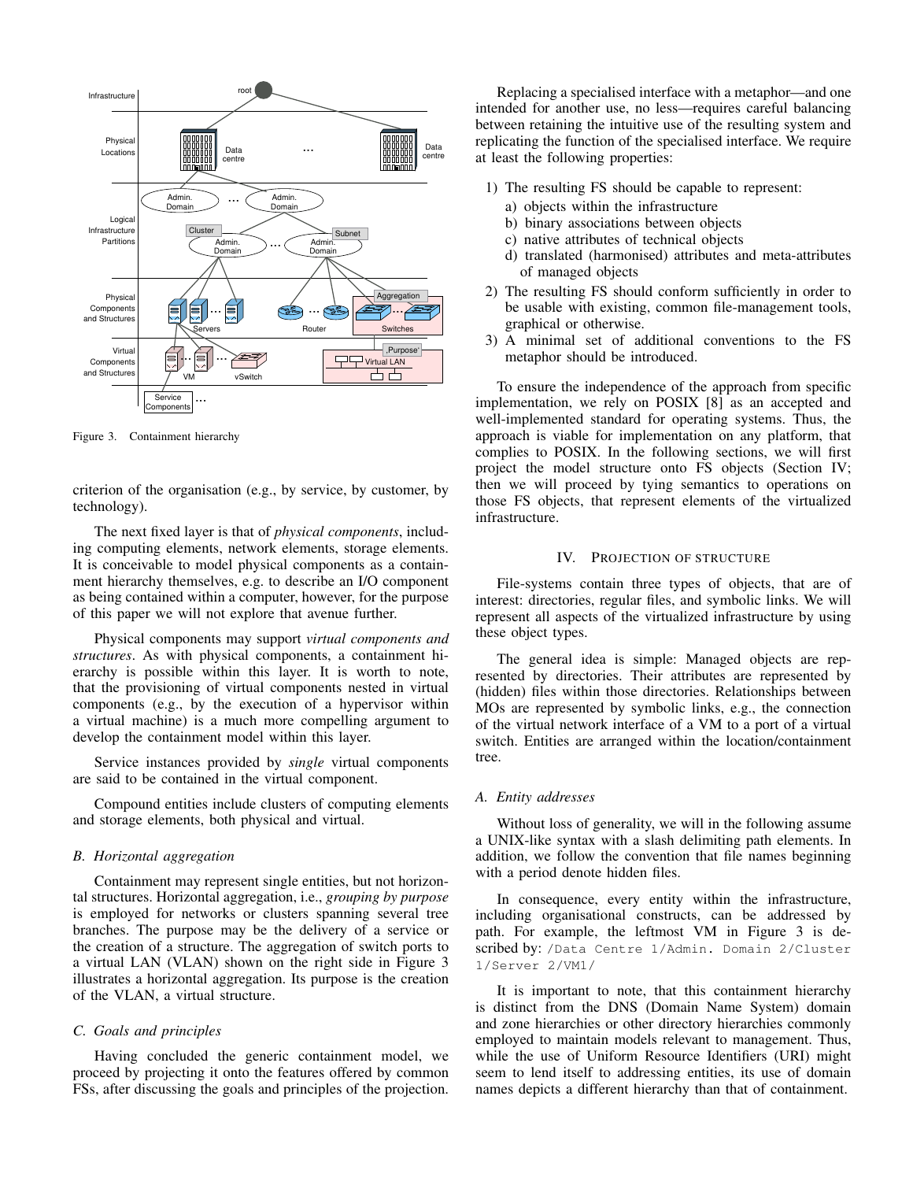Infrastructure

root

Physical Locations

Data centre

...

Data centre

Logical Infrastructure Partitions

Admin. Domain

...

Admin. Domain

Cluster

Subnet

Admin. Domain

...

Admin. Domain

Physical Components and Structures

...

Servers

...

Router

Aggregation

...

Switches

Virtual Components and Structures

...

VM

...

vSwitch

‚Purpose'

Virtual LAN

Service Components

...

Figure 3. Containment hierarchy

criterion of the organisation (e.g., by service, by customer, by technology).

The next fixed layer is that of *physical components*, including computing elements, network elements, storage elements. It is conceivable to model physical components as a containment hierarchy themselves, e.g. to describe an I/O component as being contained within a computer, however, for the purpose of this paper we will not explore that avenue further.

Physical components may support *virtual components and structures*. As with physical components, a containment hierarchy is possible within this layer. It is worth to note, that the provisioning of virtual components nested in virtual components (e.g., by the execution of a hypervisor within a virtual machine) is a much more compelling argument to develop the containment model within this layer.

Service instances provided by *single* virtual components are said to be contained in the virtual component.

Compound entities include clusters of computing elements and storage elements, both physical and virtual.

### B. Horizontal aggregation

Containment may represent single entities, but not horizontal structures. Horizontal aggregation, i.e., *grouping by purpose* is employed for networks or clusters spanning several tree branches. The purpose may be the delivery of a service or the creation of a structure. The aggregation of switch ports to a virtual LAN (VLAN) shown on the right side in Figure 3 illustrates a horizontal aggregation. Its purpose is the creation of the VLAN, a virtual structure.

### C. Goals and principles

Having concluded the generic containment model, we proceed by projecting it onto the features offered by common FSs, after discussing the goals and principles of the projection.

Replacing a specialised interface with a metaphor—and one intended for another use, no less—requires careful balancing between retaining the intuitive use of the resulting system and replicating the function of the specialised interface. We require at least the following properties:

1) The resulting FS should be capable to represent:
   a) objects within the infrastructure
   b) binary associations between objects
   c) native attributes of technical objects
   d) translated (harmonised) attributes and meta-attributes of managed objects
2) The resulting FS should conform sufficiently in order to be usable with existing, common file-management tools, graphical or otherwise.
3) A minimal set of additional conventions to the FS metaphor should be introduced.

To ensure the independence of the approach from specific implementation, we rely on POSIX [8] as an accepted and well-implemented standard for operating systems. Thus, the approach is viable for implementation on any platform, that complies to POSIX. In the following sections, we will first project the model structure onto FS objects (Section IV; then we will proceed by tying semantics to operations on those FS objects, that represent elements of the virtualized infrastructure.

## IV. Projection of structure

File-systems contain three types of objects, that are of interest: directories, regular files, and symbolic links. We will represent all aspects of the virtualized infrastructure by using these object types.

The general idea is simple: Managed objects are represented by directories. Their attributes are represented by (hidden) files within those directories. Relationships between MOs are represented by symbolic links, e.g., the connection of the virtual network interface of a VM to a port of a virtual switch. Entities are arranged within the location/containment tree.

### A. Entity addresses

Without loss of generality, we will in the following assume a UNIX-like syntax with a slash delimiting path elements. In addition, we follow the convention that file names beginning with a period denote hidden files.

In consequence, every entity within the infrastructure, including organisational constructs, can be addressed by path. For example, the leftmost VM in Figure 3 is described by: `/Data Centre 1/Admin. Domain 2/Cluster 1/Server 2/VM1/`

It is important to note, that this containment hierarchy is distinct from the DNS (Domain Name System) domain and zone hierarchies or other directory hierarchies commonly employed to maintain models relevant to management. Thus, while the use of Uniform Resource Identifiers (URI) might seem to lend itself to addressing entities, its use of domain names depicts a different hierarchy than that of containment.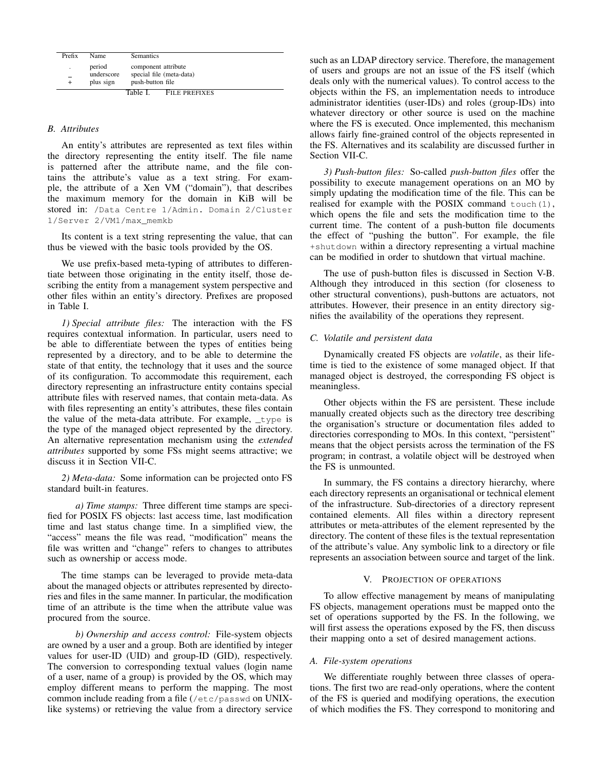| Prefix | Name | Semantics |
|---|---|---|
| . | period | component attribute |
| _ | underscore | special file (meta-data) |
| + | plus sign | push-button file |

Table I. File prefixes

### B. Attributes

An entity's attributes are represented as text files within the directory representing the entity itself. The file name is patterned after the attribute name, and the file contains the attribute's value as a text string. For example, the attribute of a Xen VM ("domain"), that describes the maximum memory for the domain in KiB will be stored in: `/Data Centre 1/Admin. Domain 2/Cluster 1/Server 2/VM1/max_memkb`

Its content is a text string representing the value, that can thus be viewed with the basic tools provided by the OS.

We use prefix-based meta-typing of attributes to differentiate between those originating in the entity itself, those describing the entity from a management system perspective and other files within an entity's directory. Prefixes are proposed in Table I.

*1) Special attribute files:* The interaction with the FS requires contextual information. In particular, users need to be able to differentiate between the types of entities being represented by a directory, and to be able to determine the state of that entity, the technology that it uses and the source of its configuration. To accommodate this requirement, each directory representing an infrastructure entity contains special attribute files with reserved names, that contain meta-data. As with files representing an entity's attributes, these files contain the value of the meta-data attribute. For example, `_type` is the type of the managed object represented by the directory. An alternative representation mechanism using the *extended attributes* supported by some FSs might seems attractive; we discuss it in Section VII-C.

*2) Meta-data:* Some information can be projected onto FS standard built-in features.

*a) Time stamps:* Three different time stamps are specified for POSIX FS objects: last access time, last modification time and last status change time. In a simplified view, the "access" means the file was read, "modification" means the file was written and "change" refers to changes to attributes such as ownership or access mode.

The time stamps can be leveraged to provide meta-data about the managed objects or attributes represented by directories and files in the same manner. In particular, the modification time of an attribute is the time when the attribute value was procured from the source.

*b) Ownership and access control:* File-system objects are owned by a user and a group. Both are identified by integer values for user-ID (UID) and group-ID (GID), respectively. The conversion to corresponding textual values (login name of a user, name of a group) is provided by the OS, which may employ different means to perform the mapping. The most common include reading from a file (`/etc/passwd` on UNIX-like systems) or retrieving the value from a directory service such as an LDAP directory service. Therefore, the management of users and groups are not an issue of the FS itself (which deals only with the numerical values). To control access to the objects within the FS, an implementation needs to introduce administrator identities (user-IDs) and roles (group-IDs) into whatever directory or other source is used on the machine where the FS is executed. Once implemented, this mechanism allows fairly fine-grained control of the objects represented in the FS. Alternatives and its scalability are discussed further in Section VII-C.

*3) Push-button files:* So-called *push-button files* offer the possibility to execute management operations on an MO by simply updating the modification time of the file. This can be realised for example with the POSIX command `touch(1)`, which opens the file and sets the modification time to the current time. The content of a push-button file documents the effect of "pushing the button". For example, the file `+shutdown` within a directory representing a virtual machine can be modified in order to shutdown that virtual machine.

The use of push-button files is discussed in Section V-B. Although they introduced in this section (for closeness to other structural conventions), push-buttons are actuators, not attributes. However, their presence in an entity directory signifies the availability of the operations they represent.

### C. Volatile and persistent data

Dynamically created FS objects are *volatile*, as their lifetime is tied to the existence of some managed object. If that managed object is destroyed, the corresponding FS object is meaningless.

Other objects within the FS are persistent. These include manually created objects such as the directory tree describing the organisation's structure or documentation files added to directories corresponding to MOs. In this context, "persistent" means that the object persists across the termination of the FS program; in contrast, a volatile object will be destroyed when the FS is unmounted.

In summary, the FS contains a directory hierarchy, where each directory represents an organisational or technical element of the infrastructure. Sub-directories of a directory represent contained elements. All files within a directory represent attributes or meta-attributes of the element represented by the directory. The content of these files is the textual representation of the attribute's value. Any symbolic link to a directory or file represents an association between source and target of the link.

## V. Projection of operations

To allow effective management by means of manipulating FS objects, management operations must be mapped onto the set of operations supported by the FS. In the following, we will first assess the operations exposed by the FS, then discuss their mapping onto a set of desired management actions.

### A. File-system operations

We differentiate roughly between three classes of operations. The first two are read-only operations, where the content of the FS is queried and modifying operations, the execution of which modifies the FS. They correspond to monitoring and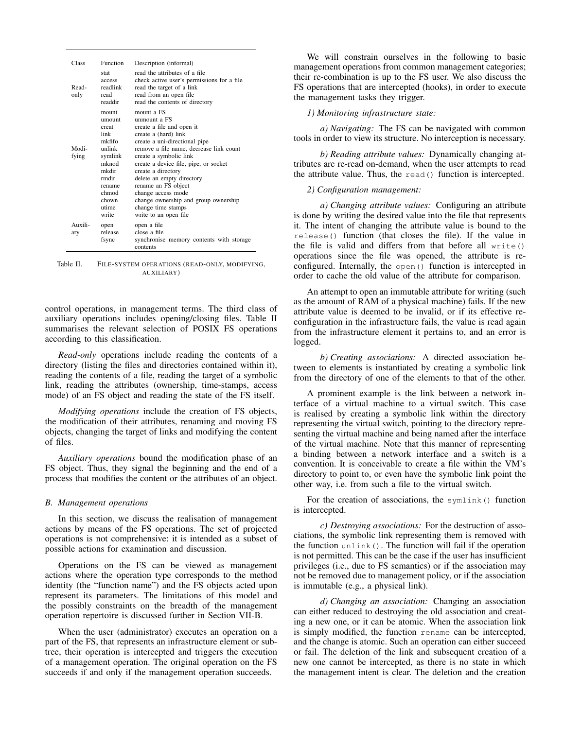| Class | Function | Description (informal) |
|---|---|---|
| Read-only | stat | read the attributes of a file |
| | access | check active user's permissions for a file |
| | readlink | read the target of a link |
| | read | read from an open file |
| | readdir | read the contents of directory |
| Modifying | mount | mount a FS |
| | umount | unmount a FS |
| | creat | create a file and open it |
| | link | create a (hard) link |
| | mkfifo | create a uni-directional pipe |
| | unlink | remove a file name, decrease link count |
| | symlink | create a symbolic link |
| | mknod | create a device file, pipe, or socket |
| | mkdir | create a directory |
| | rmdir | delete an empty directory |
| | rename | rename an FS object |
| | chmod | change access mode |
| | chown | change ownership and group ownership |
| | utime | change time stamps |
| | write | write to an open file |
| Auxiliary | open | open a file |
| | release | close a file |
| | fsync | synchronise memory contents with storage contents |

Table II. File-system operations (read-only, modifying, auxiliary)

control operations, in management terms. The third class of auxiliary operations includes opening/closing files. Table II summarises the relevant selection of POSIX FS operations according to this classification.

*Read-only* operations include reading the contents of a directory (listing the files and directories contained within it), reading the contents of a file, reading the target of a symbolic link, reading the attributes (ownership, time-stamps, access mode) of an FS object and reading the state of the FS itself.

*Modifying operations* include the creation of FS objects, the modification of their attributes, renaming and moving FS objects, changing the target of links and modifying the content of files.

*Auxiliary operations* bound the modification phase of an FS object. Thus, they signal the beginning and the end of a process that modifies the content or the attributes of an object.

### B. Management operations

In this section, we discuss the realisation of management actions by means of the FS operations. The set of projected operations is not comprehensive: it is intended as a subset of possible actions for examination and discussion.

Operations on the FS can be viewed as management actions where the operation type corresponds to the method identity (the "function name") and the FS objects acted upon represent its parameters. The limitations of this model and the possibly constraints on the breadth of the management operation repertoire is discussed further in Section VII-B.

When the user (administrator) executes an operation on a part of the FS, that represents an infrastructure element or subtree, their operation is intercepted and triggers the execution of a management operation. The original operation on the FS succeeds if and only if the management operation succeeds.

We will constrain ourselves in the following to basic management operations from common management categories; their re-combination is up to the FS user. We also discuss the FS operations that are intercepted (hooks), in order to execute the management tasks they trigger.

#### *1) Monitoring infrastructure state:*

*a) Navigating:* The FS can be navigated with common tools in order to view its structure. No interception is necessary.

*b) Reading attribute values:* Dynamically changing attributes are re-read on-demand, when the user attempts to read the attribute value. Thus, the `read()` function is intercepted.

#### *2) Configuration management:*

*a) Changing attribute values:* Configuring an attribute is done by writing the desired value into the file that represents it. The intent of changing the attribute value is bound to the `release()` function (that closes the file). If the value in the file is valid and differs from that before all `write()` operations since the file was opened, the attribute is reconfigured. Internally, the `open()` function is intercepted in order to cache the old value of the attribute for comparison.

An attempt to open an immutable attribute for writing (such as the amount of RAM of a physical machine) fails. If the new attribute value is deemed to be invalid, or if its effective reconfiguration in the infrastructure fails, the value is read again from the infrastructure element it pertains to, and an error is logged.

*b) Creating associations:* A directed association between to elements is instantiated by creating a symbolic link from the directory of one of the elements to that of the other.

A prominent example is the link between a network interface of a virtual machine to a virtual switch. This case is realised by creating a symbolic link within the directory representing the virtual switch, pointing to the directory representing the virtual machine and being named after the interface of the virtual machine. Note that this manner of representing a binding between a network interface and a switch is a convention. It is conceivable to create a file within the VM's directory to point to, or even have the symbolic link point the other way, i.e. from such a file to the virtual switch.

For the creation of associations, the `symlink()` function is intercepted.

*c) Destroying associations:* For the destruction of associations, the symbolic link representing them is removed with the function `unlink()`. The function will fail if the operation is not permitted. This can be the case if the user has insufficient privileges (i.e., due to FS semantics) or if the association may not be removed due to management policy, or if the association is immutable (e.g., a physical link).

*d) Changing an association:* Changing an association can either reduced to destroying the old association and creating a new one, or it can be atomic. When the association link is simply modified, the function `rename` can be intercepted, and the change is atomic. Such an operation can either succeed or fail. The deletion of the link and subsequent creation of a new one cannot be intercepted, as there is no state in which the management intent is clear. The deletion and the creation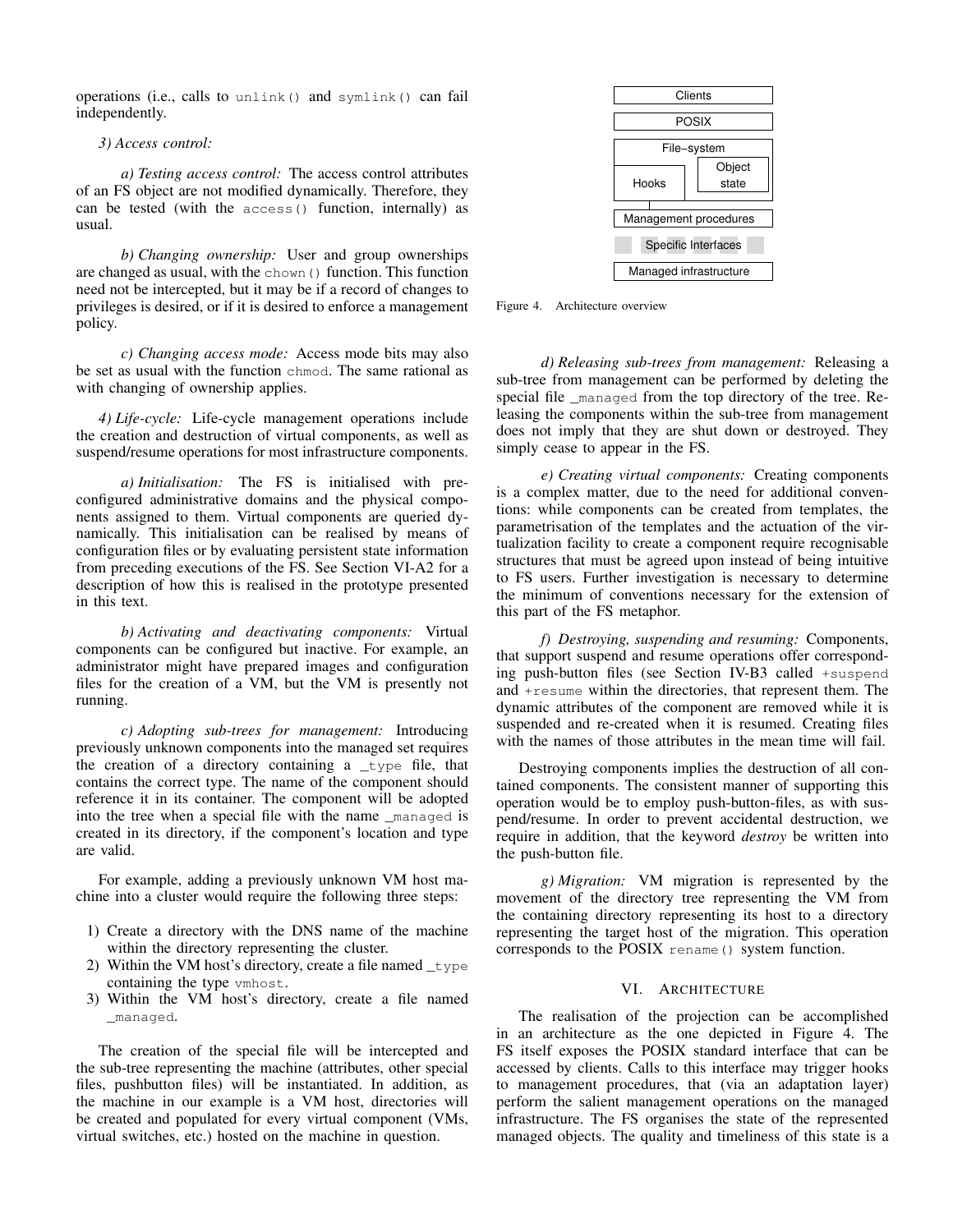operations (i.e., calls to unlink() and symlink() can fail independently.

*3) Access control:*

*a) Testing access control:* The access control attributes of an FS object are not modified dynamically. Therefore, they can be tested (with the access() function, internally) as usual.

*b) Changing ownership:* User and group ownerships are changed as usual, with the chown() function. This function need not be intercepted, but it may be if a record of changes to privileges is desired, or if it is desired to enforce a management policy.

*c) Changing access mode:* Access mode bits may also be set as usual with the function chmod. The same rational as with changing of ownership applies.

*4) Life-cycle:* Life-cycle management operations include the creation and destruction of virtual components, as well as suspend/resume operations for most infrastructure components.

*a) Initialisation:* The FS is initialised with pre-configured administrative domains and the physical components assigned to them. Virtual components are queried dynamically. This initialisation can be realised by means of configuration files or by evaluating persistent state information from preceding executions of the FS. See Section VI-A2 for a description of how this is realised in the prototype presented in this text.

*b) Activating and deactivating components:* Virtual components can be configured but inactive. For example, an administrator might have prepared images and configuration files for the creation of a VM, but the VM is presently not running.

*c) Adopting sub-trees for management:* Introducing previously unknown components into the managed set requires the creation of a directory containing a _type file, that contains the correct type. The name of the component should reference it in its container. The component will be adopted into the tree when a special file with the name _managed is created in its directory, if the component's location and type are valid.

For example, adding a previously unknown VM host machine into a cluster would require the following three steps:

1) Create a directory with the DNS name of the machine within the directory representing the cluster.
2) Within the VM host's directory, create a file named _type containing the type vmhost.
3) Within the VM host's directory, create a file named _managed.

The creation of the special file will be intercepted and the sub-tree representing the machine (attributes, other special files, pushbutton files) will be instantiated. In addition, as the machine in our example is a VM host, directories will be created and populated for every virtual component (VMs, virtual switches, etc.) hosted on the machine in question.

Clients
POSIX
File−system
Hooks
Object state
Management procedures
Specific Interfaces
Managed infrastructure

Figure 4. Architecture overview

*d) Releasing sub-trees from management:* Releasing a sub-tree from management can be performed by deleting the special file _managed from the top directory of the tree. Releasing the components within the sub-tree from management does not imply that they are shut down or destroyed. They simply cease to appear in the FS.

*e) Creating virtual components:* Creating components is a complex matter, due to the need for additional conventions: while components can be created from templates, the parametrisation of the templates and the actuation of the virtualization facility to create a component require recognisable structures that must be agreed upon instead of being intuitive to FS users. Further investigation is necessary to determine the minimum of conventions necessary for the extension of this part of the FS metaphor.

*f) Destroying, suspending and resuming:* Components, that support suspend and resume operations offer corresponding push-button files (see Section IV-B3 called +suspend and +resume within the directories, that represent them. The dynamic attributes of the component are removed while it is suspended and re-created when it is resumed. Creating files with the names of those attributes in the mean time will fail.

Destroying components implies the destruction of all contained components. The consistent manner of supporting this operation would be to employ push-button-files, as with suspend/resume. In order to prevent accidental destruction, we require in addition, that the keyword *destroy* be written into the push-button file.

*g) Migration:* VM migration is represented by the movement of the directory tree representing the VM from the containing directory representing its host to a directory representing the target host of the migration. This operation corresponds to the POSIX rename() system function.

## VI. Architecture

The realisation of the projection can be accomplished in an architecture as the one depicted in Figure 4. The FS itself exposes the POSIX standard interface that can be accessed by clients. Calls to this interface may trigger hooks to management procedures, that (via an adaptation layer) perform the salient management operations on the managed infrastructure. The FS organises the state of the represented managed objects. The quality and timeliness of this state is a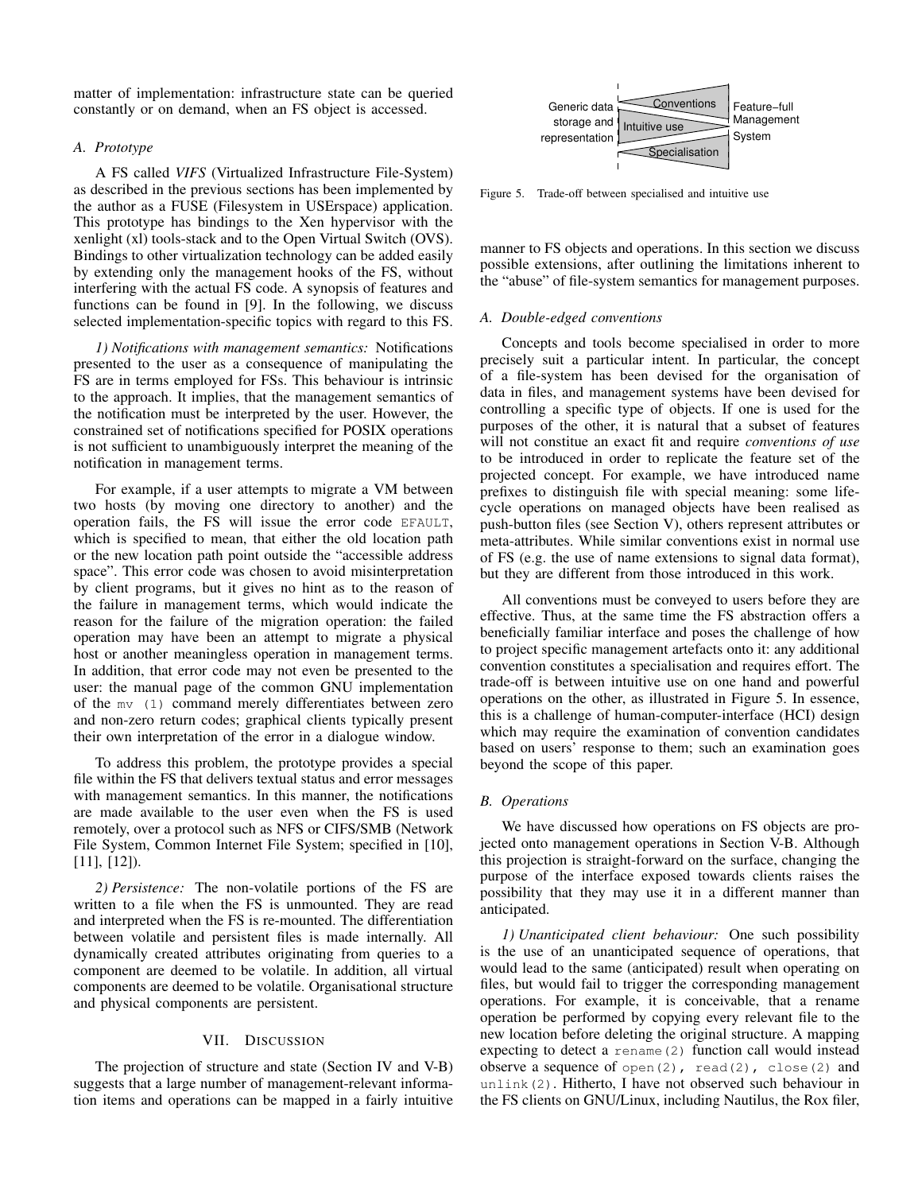matter of implementation: infrastructure state can be queried constantly or on demand, when an FS object is accessed.

### A. Prototype

A FS called *VIFS* (Virtualized Infrastructure File-System) as described in the previous sections has been implemented by the author as a FUSE (Filesystem in USErspace) application. This prototype has bindings to the Xen hypervisor with the xenlight (xl) tools-stack and to the Open Virtual Switch (OVS). Bindings to other virtualization technology can be added easily by extending only the management hooks of the FS, without interfering with the actual FS code. A synopsis of features and functions can be found in [9]. In the following, we discuss selected implementation-specific topics with regard to this FS.

*1) Notifications with management semantics:* Notifications presented to the user as a consequence of manipulating the FS are in terms employed for FSs. This behaviour is intrinsic to the approach. It implies, that the management semantics of the notification must be interpreted by the user. However, the constrained set of notifications specified for POSIX operations is not sufficient to unambiguously interpret the meaning of the notification in management terms.

For example, if a user attempts to migrate a VM between two hosts (by moving one directory to another) and the operation fails, the FS will issue the error code `EFAULT`, which is specified to mean, that either the old location path or the new location path point outside the "accessible address space". This error code was chosen to avoid misinterpretation by client programs, but it gives no hint as to the reason of the failure in management terms, which would indicate the reason for the failure of the migration operation: the failed operation may have been an attempt to migrate a physical host or another meaningless operation in management terms. In addition, that error code may not even be presented to the user: the manual page of the common GNU implementation of the `mv (1)` command merely differentiates between zero and non-zero return codes; graphical clients typically present their own interpretation of the error in a dialogue window.

To address this problem, the prototype provides a special file within the FS that delivers textual status and error messages with management semantics. In this manner, the notifications are made available to the user even when the FS is used remotely, over a protocol such as NFS or CIFS/SMB (Network File System, Common Internet File System; specified in [10], [11], [12]).

*2) Persistence:* The non-volatile portions of the FS are written to a file when the FS is unmounted. They are read and interpreted when the FS is re-mounted. The differentiation between volatile and persistent files is made internally. All dynamically created attributes originating from queries to a component are deemed to be volatile. In addition, all virtual components are deemed to be volatile. Organisational structure and physical components are persistent.

## VII. Discussion

The projection of structure and state (Section IV and V-B) suggests that a large number of management-relevant information items and operations can be mapped in a fairly intuitive manner to FS objects and operations. In this section we discuss possible extensions, after outlining the limitations inherent to the "abuse" of file-system semantics for management purposes.

Generic data storage and representation
Conventions
Intuitive use
Specialisation
Feature–full Management System

Figure 5. Trade-off between specialised and intuitive use

### A. Double-edged conventions

Concepts and tools become specialised in order to more precisely suit a particular intent. In particular, the concept of a file-system has been devised for the organisation of data in files, and management systems have been devised for controlling a specific type of objects. If one is used for the purposes of the other, it is natural that a subset of features will not constitue an exact fit and require *conventions of use* to be introduced in order to replicate the feature set of the projected concept. For example, we have introduced name prefixes to distinguish file with special meaning: some life-cycle operations on managed objects have been realised as push-button files (see Section V), others represent attributes or meta-attributes. While similar conventions exist in normal use of FS (e.g. the use of name extensions to signal data format), but they are different from those introduced in this work.

All conventions must be conveyed to users before they are effective. Thus, at the same time the FS abstraction offers a beneficially familiar interface and poses the challenge of how to project specific management artefacts onto it: any additional convention constitutes a specialisation and requires effort. The trade-off is between intuitive use on one hand and powerful operations on the other, as illustrated in Figure 5. In essence, this is a challenge of human-computer-interface (HCI) design which may require the examination of convention candidates based on users' response to them; such an examination goes beyond the scope of this paper.

### B. Operations

We have discussed how operations on FS objects are projected onto management operations in Section V-B. Although this projection is straight-forward on the surface, changing the purpose of the interface exposed towards clients raises the possibility that they may use it in a different manner than anticipated.

*1) Unanticipated client behaviour:* One such possibility is the use of an unanticipated sequence of operations, that would lead to the same (anticipated) result when operating on files, but would fail to trigger the corresponding management operations. For example, it is conceivable, that a rename operation be performed by copying every relevant file to the new location before deleting the original structure. A mapping expecting to detect a `rename(2)` function call would instead observe a sequence of `open(2), read(2), close(2)` and `unlink(2)`. Hitherto, I have not observed such behaviour in the FS clients on GNU/Linux, including Nautilus, the Rox filer,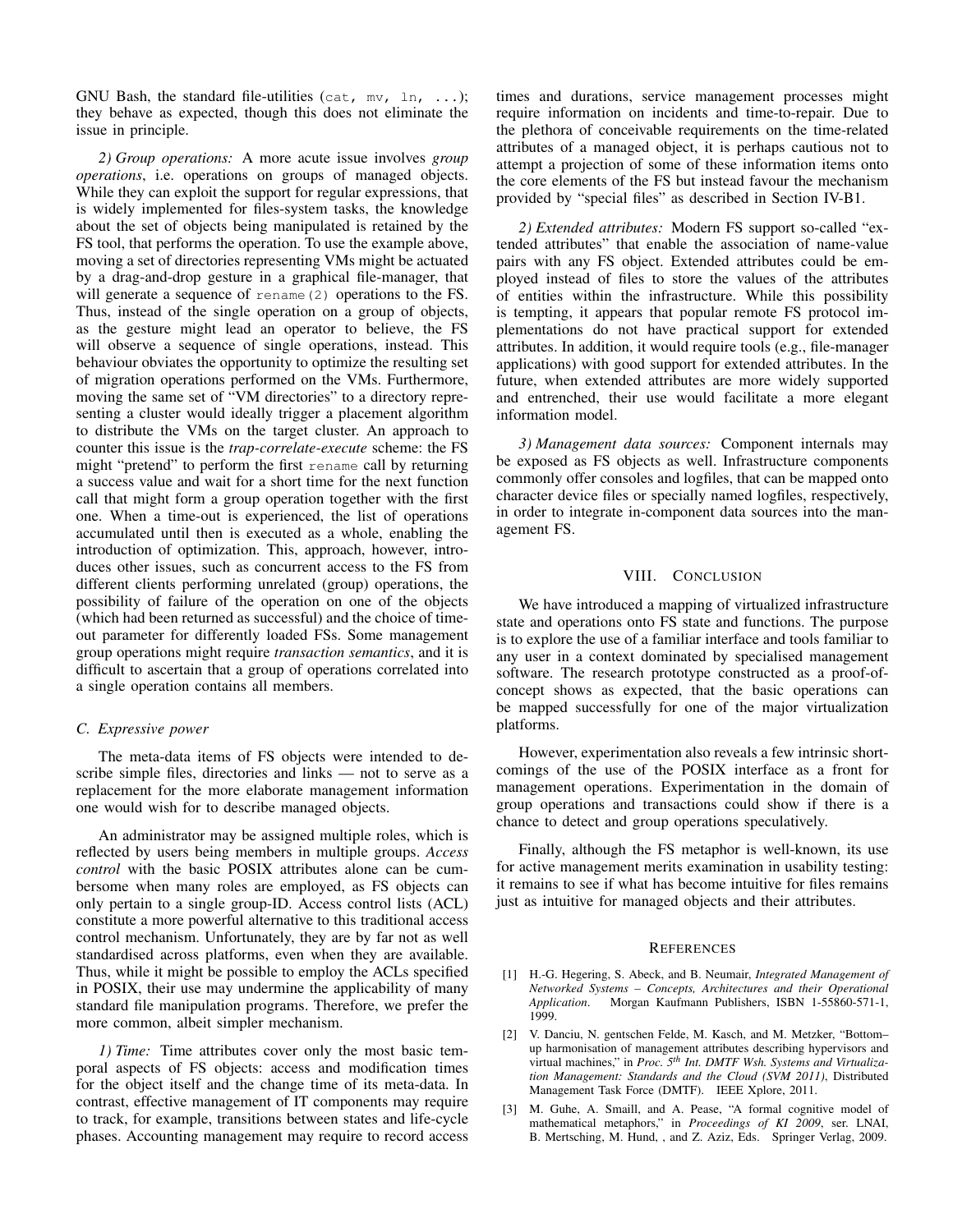GNU Bash, the standard file-utilities (`cat, mv, ln, ...`); they behave as expected, though this does not eliminate the issue in principle.

*2) Group operations:* A more acute issue involves *group operations*, i.e. operations on groups of managed objects. While they can exploit the support for regular expressions, that is widely implemented for files-system tasks, the knowledge about the set of objects being manipulated is retained by the FS tool, that performs the operation. To use the example above, moving a set of directories representing VMs might be actuated by a drag-and-drop gesture in a graphical file-manager, that will generate a sequence of `rename(2)` operations to the FS. Thus, instead of the single operation on a group of objects, as the gesture might lead an operator to believe, the FS will observe a sequence of single operations, instead. This behaviour obviates the opportunity to optimize the resulting set of migration operations performed on the VMs. Furthermore, moving the same set of "VM directories" to a directory representing a cluster would ideally trigger a placement algorithm to distribute the VMs on the target cluster. An approach to counter this issue is the *trap-correlate-execute* scheme: the FS might "pretend" to perform the first `rename` call by returning a success value and wait for a short time for the next function call that might form a group operation together with the first one. When a time-out is experienced, the list of operations accumulated until then is executed as a whole, enabling the introduction of optimization. This, approach, however, introduces other issues, such as concurrent access to the FS from different clients performing unrelated (group) operations, the possibility of failure of the operation on one of the objects (which had been returned as successful) and the choice of time-out parameter for differently loaded FSs. Some management group operations might require *transaction semantics*, and it is difficult to ascertain that a group of operations correlated into a single operation contains all members.

### C. Expressive power

The meta-data items of FS objects were intended to describe simple files, directories and links — not to serve as a replacement for the more elaborate management information one would wish for to describe managed objects.

An administrator may be assigned multiple roles, which is reflected by users being members in multiple groups. *Access control* with the basic POSIX attributes alone can be cumbersome when many roles are employed, as FS objects can only pertain to a single group-ID. Access control lists (ACL) constitute a more powerful alternative to this traditional access control mechanism. Unfortunately, they are by far not as well standardised across platforms, even when they are available. Thus, while it might be possible to employ the ACLs specified in POSIX, their use may undermine the applicability of many standard file manipulation programs. Therefore, we prefer the more common, albeit simpler mechanism.

*1) Time:* Time attributes cover only the most basic temporal aspects of FS objects: access and modification times for the object itself and the change time of its meta-data. In contrast, effective management of IT components may require to track, for example, transitions between states and life-cycle phases. Accounting management may require to record access times and durations, service management processes might require information on incidents and time-to-repair. Due to the plethora of conceivable requirements on the time-related attributes of a managed object, it is perhaps cautious not to attempt a projection of some of these information items onto the core elements of the FS but instead favour the mechanism provided by "special files" as described in Section IV-B1.

*2) Extended attributes:* Modern FS support so-called "extended attributes" that enable the association of name-value pairs with any FS object. Extended attributes could be employed instead of files to store the values of the attributes of entities within the infrastructure. While this possibility is tempting, it appears that popular remote FS protocol implementations do not have practical support for extended attributes. In addition, it would require tools (e.g., file-manager applications) with good support for extended attributes. In the future, when extended attributes are more widely supported and entrenched, their use would facilitate a more elegant information model.

*3) Management data sources:* Component internals may be exposed as FS objects as well. Infrastructure components commonly offer consoles and logfiles, that can be mapped onto character device files or specially named logfiles, respectively, in order to integrate in-component data sources into the management FS.

## VIII. Conclusion

We have introduced a mapping of virtualized infrastructure state and operations onto FS state and functions. The purpose is to explore the use of a familiar interface and tools familiar to any user in a context dominated by specialised management software. The research prototype constructed as a proof-of-concept shows as expected, that the basic operations can be mapped successfully for one of the major virtualization platforms.

However, experimentation also reveals a few intrinsic shortcomings of the use of the POSIX interface as a front for management operations. Experimentation in the domain of group operations and transactions could show if there is a chance to detect and group operations speculatively.

Finally, although the FS metaphor is well-known, its use for active management merits examination in usability testing: it remains to see if what has become intuitive for files remains just as intuitive for managed objects and their attributes.

## References

[1] H.-G. Hegering, S. Abeck, and B. Neumair, *Integrated Management of Networked Systems – Concepts, Architectures and their Operational Application*. Morgan Kaufmann Publishers, ISBN 1-55860-571-1, 1999.

[2] V. Danciu, N. gentschen Felde, M. Kasch, and M. Metzker, "Bottom–up harmonisation of management attributes describing hypervisors and virtual machines," in *Proc. 5th Int. DMTF Wsh. Systems and Virtualization Management: Standards and the Cloud (SVM 2011)*, Distributed Management Task Force (DMTF). IEEE Xplore, 2011.

[3] M. Guhe, A. Smaill, and A. Pease, "A formal cognitive model of mathematical metaphors," in *Proceedings of KI 2009*, ser. LNAI, B. Mertsching, M. Hund, , and Z. Aziz, Eds. Springer Verlag, 2009.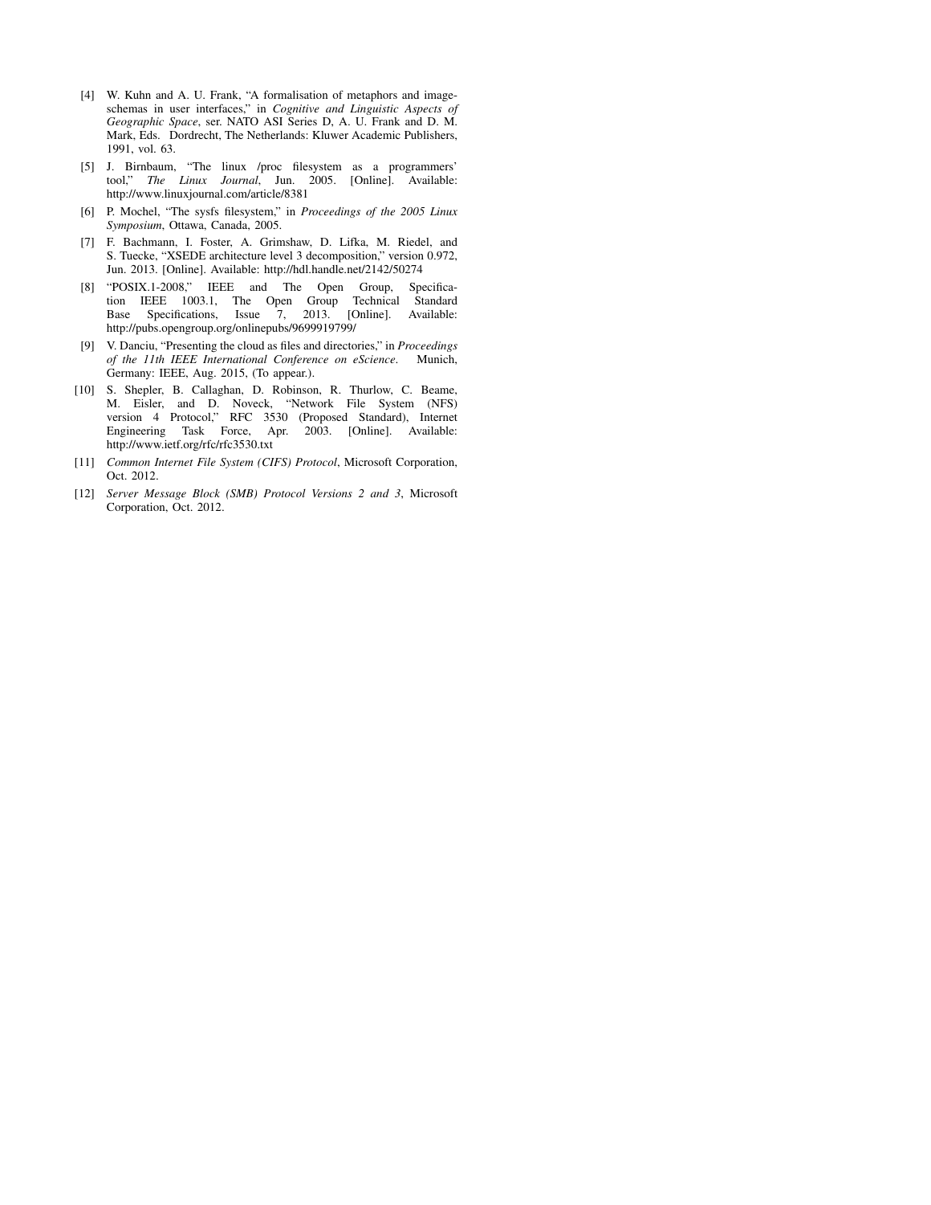[4] W. Kuhn and A. U. Frank, "A formalisation of metaphors and image-schemas in user interfaces," in *Cognitive and Linguistic Aspects of Geographic Space*, ser. NATO ASI Series D, A. U. Frank and D. M. Mark, Eds. Dordrecht, The Netherlands: Kluwer Academic Publishers, 1991, vol. 63.

[5] J. Birnbaum, "The linux /proc filesystem as a programmers' tool," *The Linux Journal*, Jun. 2005. [Online]. Available: http://www.linuxjournal.com/article/8381

[6] P. Mochel, "The sysfs filesystem," in *Proceedings of the 2005 Linux Symposium*, Ottawa, Canada, 2005.

[7] F. Bachmann, I. Foster, A. Grimshaw, D. Lifka, M. Riedel, and S. Tuecke, "XSEDE architecture level 3 decomposition," version 0.972, Jun. 2013. [Online]. Available: http://hdl.handle.net/2142/50274

[8] "POSIX.1-2008," IEEE and The Open Group, Specification IEEE 1003.1, The Open Group Technical Standard Base Specifications, Issue 7, 2013. [Online]. Available: http://pubs.opengroup.org/onlinepubs/9699919799/

[9] V. Danciu, "Presenting the cloud as files and directories," in *Proceedings of the 11th IEEE International Conference on eScience*. Munich, Germany: IEEE, Aug. 2015, (To appear.).

[10] S. Shepler, B. Callaghan, D. Robinson, R. Thurlow, C. Beame, M. Eisler, and D. Noveck, "Network File System (NFS) version 4 Protocol," RFC 3530 (Proposed Standard), Internet Engineering Task Force, Apr. 2003. [Online]. Available: http://www.ietf.org/rfc/rfc3530.txt

[11] *Common Internet File System (CIFS) Protocol*, Microsoft Corporation, Oct. 2012.

[12] *Server Message Block (SMB) Protocol Versions 2 and 3*, Microsoft Corporation, Oct. 2012.